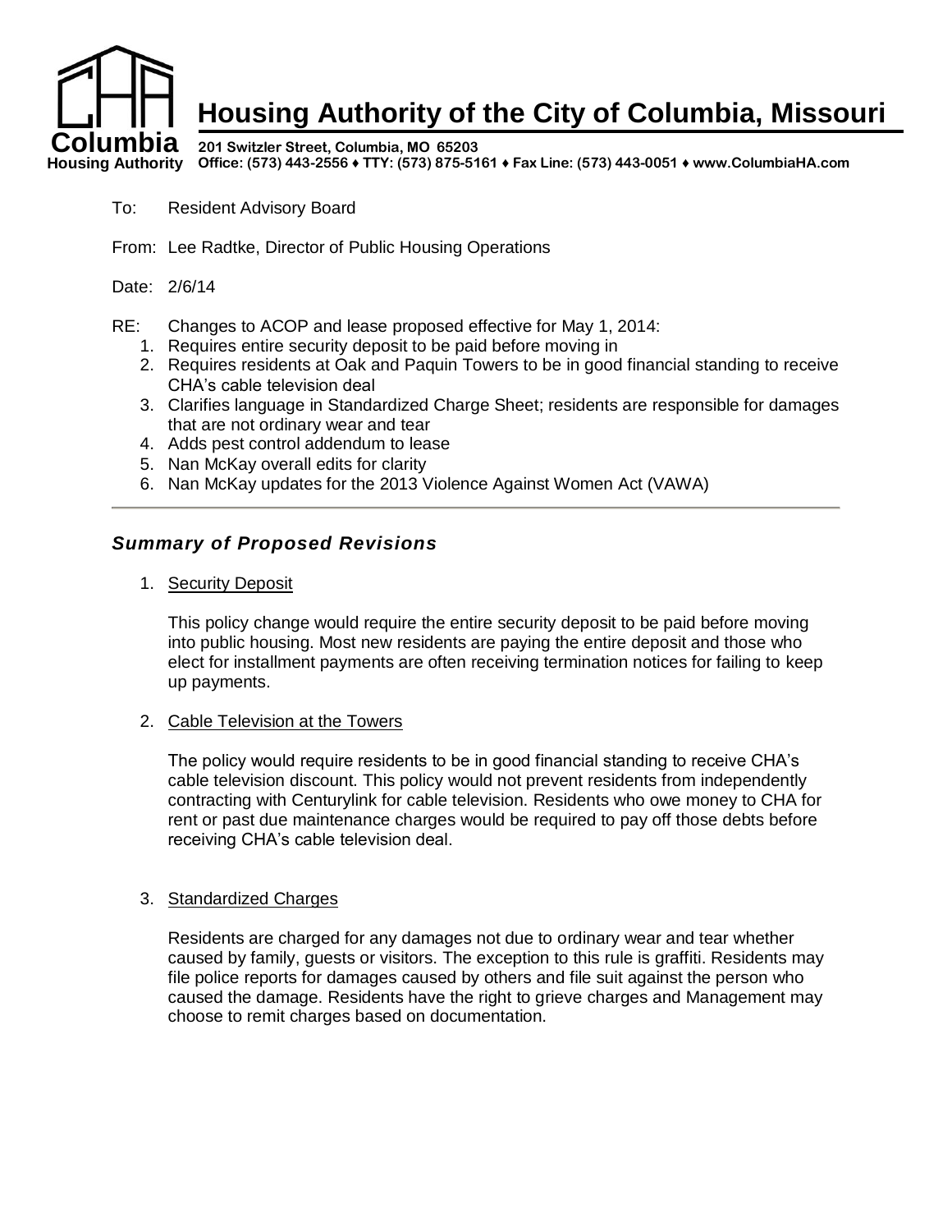# Housing Authority of the City of Columbia, Missouri

Columbia Housing Authority

**201 Switzler Street, Columbia, MO 65203**
**Office: (573) 443-2556 ♦ TTY: (573) 875-5161 ♦ Fax Line: (573) 443-0051 ♦ www.ColumbiaHA.com**

To: Resident Advisory Board

From: Lee Radtke, Director of Public Housing Operations

Date: 2/6/14

RE: Changes to ACOP and lease proposed effective for May 1, 2014:

1. Requires entire security deposit to be paid before moving in
2. Requires residents at Oak and Paquin Towers to be in good financial standing to receive CHA's cable television deal
3. Clarifies language in Standardized Charge Sheet; residents are responsible for damages that are not ordinary wear and tear
4. Adds pest control addendum to lease
5. Nan McKay overall edits for clarity
6. Nan McKay updates for the 2013 Violence Against Women Act (VAWA)

---

## *Summary of Proposed Revisions*

1. Security Deposit

   This policy change would require the entire security deposit to be paid before moving into public housing. Most new residents are paying the entire deposit and those who elect for installment payments are often receiving termination notices for failing to keep up payments.

2. Cable Television at the Towers

   The policy would require residents to be in good financial standing to receive CHA's cable television discount. This policy would not prevent residents from independently contracting with Centurylink for cable television. Residents who owe money to CHA for rent or past due maintenance charges would be required to pay off those debts before receiving CHA's cable television deal.

3. Standardized Charges

   Residents are charged for any damages not due to ordinary wear and tear whether caused by family, guests or visitors. The exception to this rule is graffiti. Residents may file police reports for damages caused by others and file suit against the person who caused the damage. Residents have the right to grieve charges and Management may choose to remit charges based on documentation.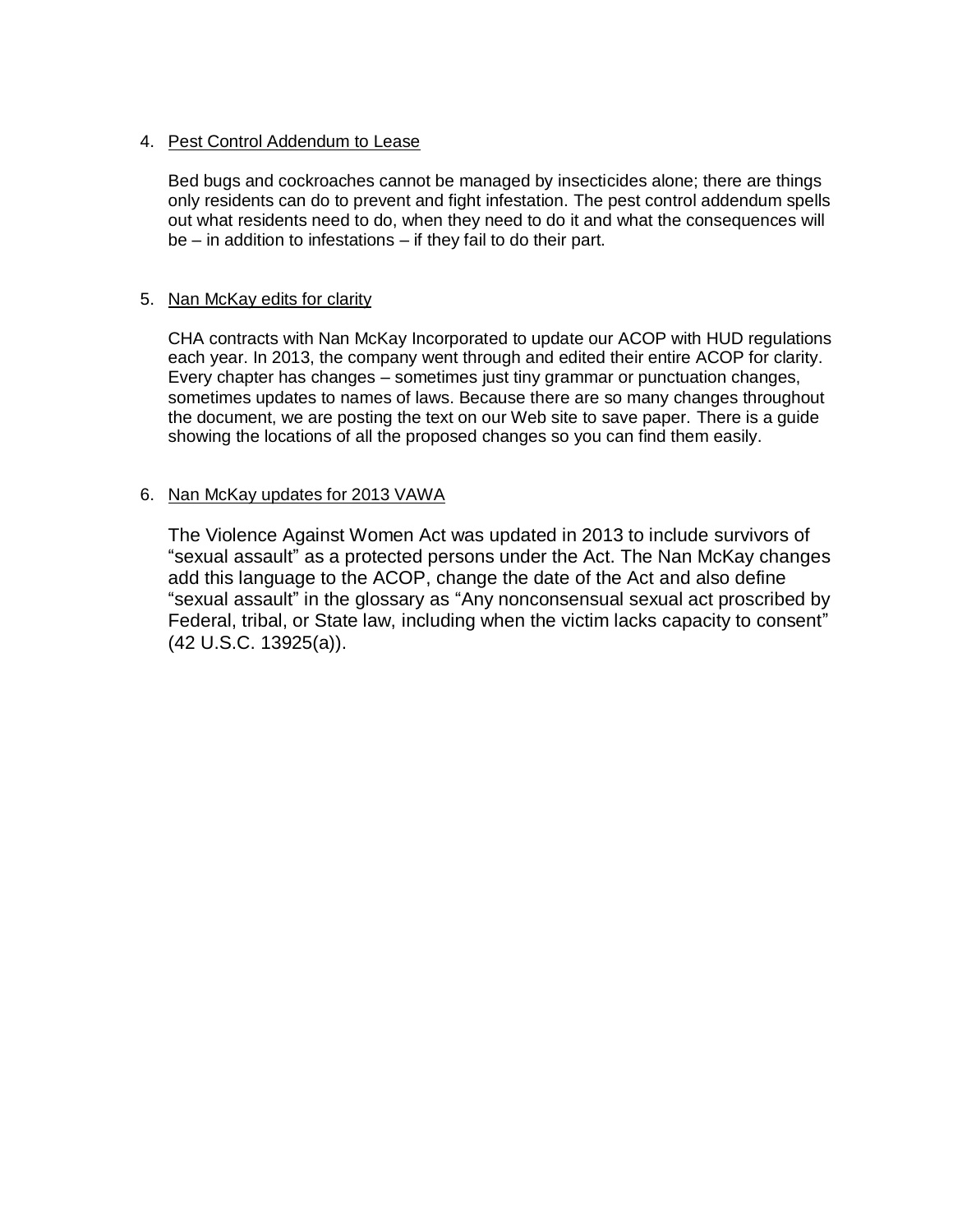4. Pest Control Addendum to Lease

   Bed bugs and cockroaches cannot be managed by insecticides alone; there are things only residents can do to prevent and fight infestation. The pest control addendum spells out what residents need to do, when they need to do it and what the consequences will be – in addition to infestations – if they fail to do their part.

5. Nan McKay edits for clarity

   CHA contracts with Nan McKay Incorporated to update our ACOP with HUD regulations each year. In 2013, the company went through and edited their entire ACOP for clarity. Every chapter has changes – sometimes just tiny grammar or punctuation changes, sometimes updates to names of laws. Because there are so many changes throughout the document, we are posting the text on our Web site to save paper. There is a guide showing the locations of all the proposed changes so you can find them easily.

6. Nan McKay updates for 2013 VAWA

   The Violence Against Women Act was updated in 2013 to include survivors of "sexual assault" as a protected persons under the Act. The Nan McKay changes add this language to the ACOP, change the date of the Act and also define "sexual assault" in the glossary as "Any nonconsensual sexual act proscribed by Federal, tribal, or State law, including when the victim lacks capacity to consent" (42 U.S.C. 13925(a)).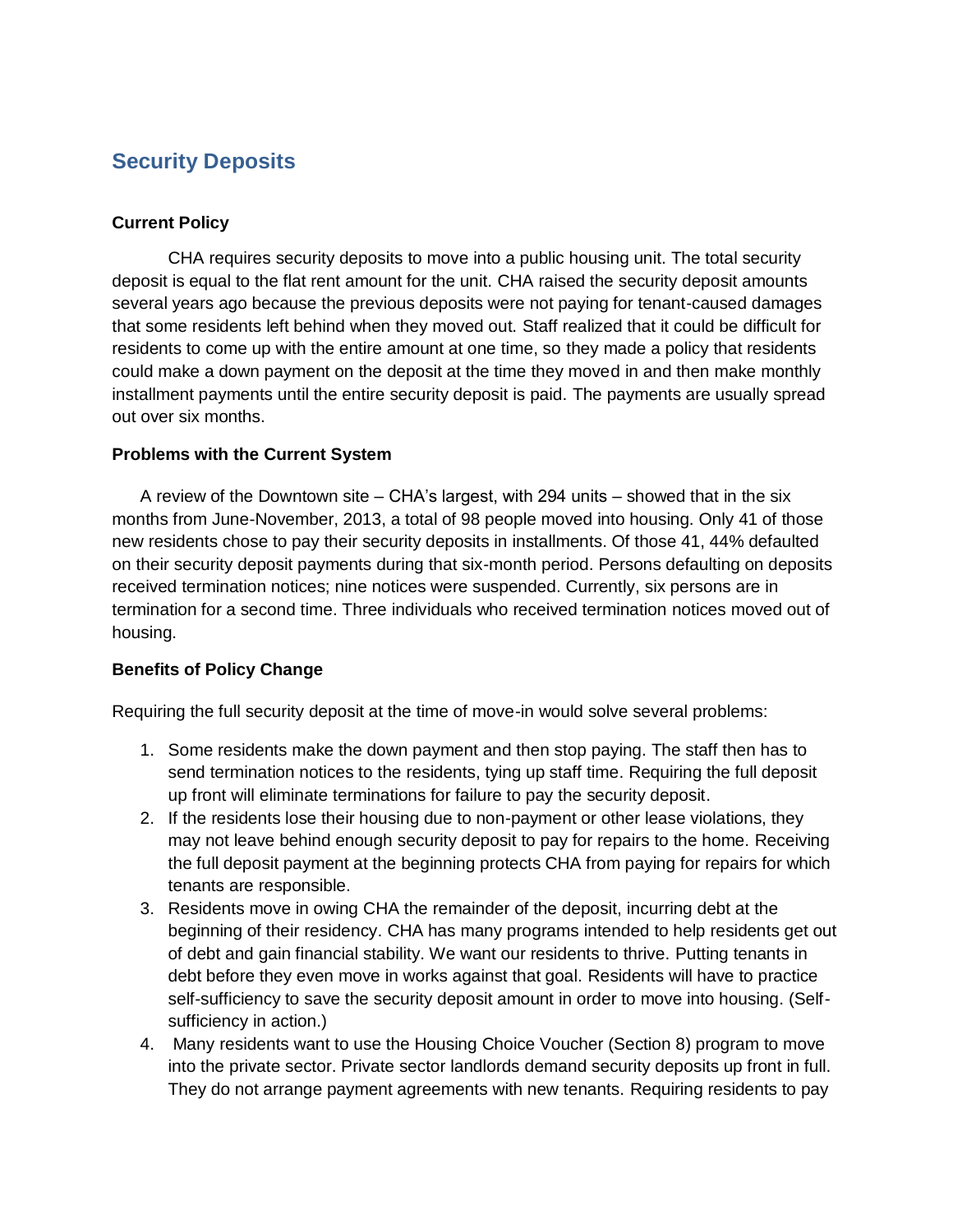## Security Deposits

**Current Policy**

CHA requires security deposits to move into a public housing unit. The total security deposit is equal to the flat rent amount for the unit. CHA raised the security deposit amounts several years ago because the previous deposits were not paying for tenant-caused damages that some residents left behind when they moved out. Staff realized that it could be difficult for residents to come up with the entire amount at one time, so they made a policy that residents could make a down payment on the deposit at the time they moved in and then make monthly installment payments until the entire security deposit is paid. The payments are usually spread out over six months.

**Problems with the Current System**

A review of the Downtown site – CHA's largest, with 294 units – showed that in the six months from June-November, 2013, a total of 98 people moved into housing. Only 41 of those new residents chose to pay their security deposits in installments. Of those 41, 44% defaulted on their security deposit payments during that six-month period. Persons defaulting on deposits received termination notices; nine notices were suspended. Currently, six persons are in termination for a second time. Three individuals who received termination notices moved out of housing.

**Benefits of Policy Change**

Requiring the full security deposit at the time of move-in would solve several problems:

1. Some residents make the down payment and then stop paying. The staff then has to send termination notices to the residents, tying up staff time. Requiring the full deposit up front will eliminate terminations for failure to pay the security deposit.
2. If the residents lose their housing due to non-payment or other lease violations, they may not leave behind enough security deposit to pay for repairs to the home. Receiving the full deposit payment at the beginning protects CHA from paying for repairs for which tenants are responsible.
3. Residents move in owing CHA the remainder of the deposit, incurring debt at the beginning of their residency. CHA has many programs intended to help residents get out of debt and gain financial stability. We want our residents to thrive. Putting tenants in debt before they even move in works against that goal. Residents will have to practice self-sufficiency to save the security deposit amount in order to move into housing. (Self-sufficiency in action.)
4. Many residents want to use the Housing Choice Voucher (Section 8) program to move into the private sector. Private sector landlords demand security deposits up front in full. They do not arrange payment agreements with new tenants. Requiring residents to pay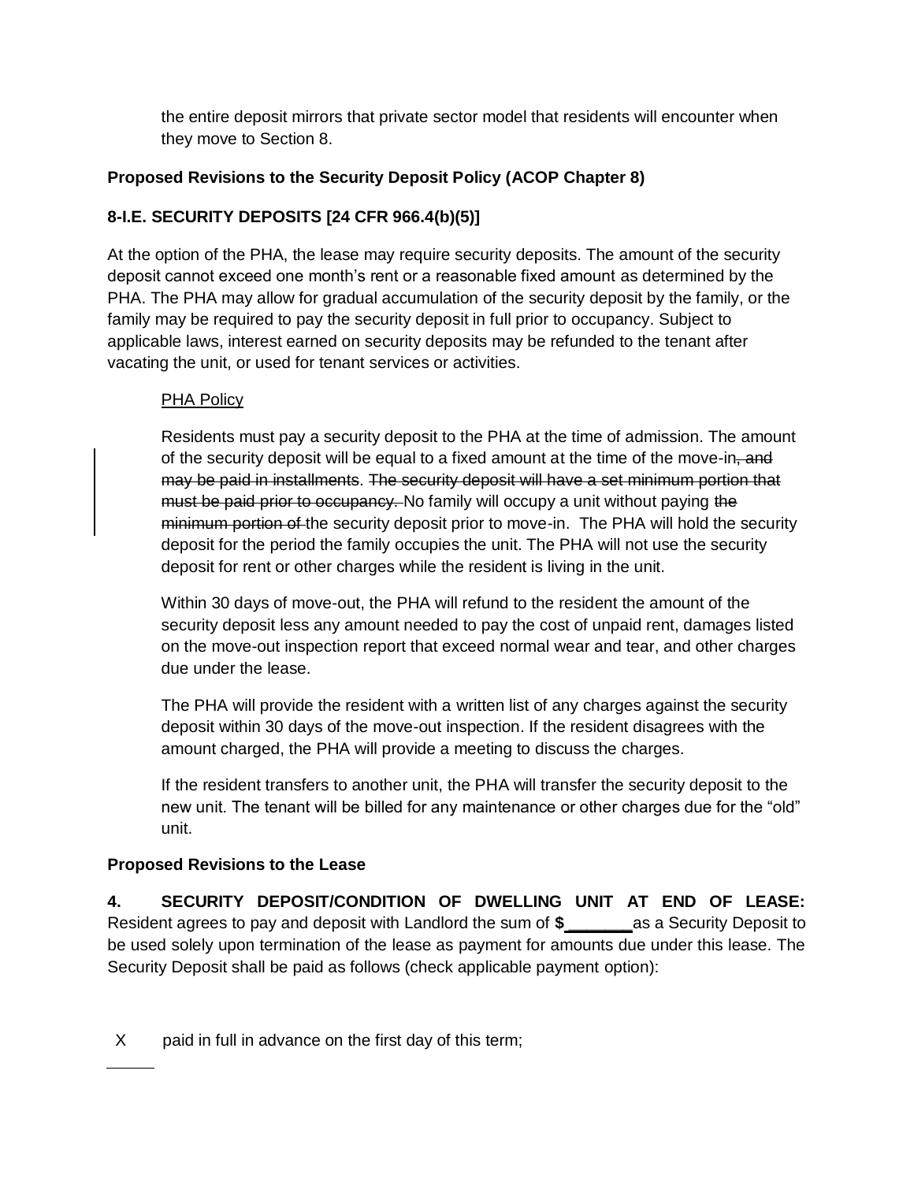the entire deposit mirrors that private sector model that residents will encounter when they move to Section 8.

**Proposed Revisions to the Security Deposit Policy (ACOP Chapter 8)**

**8-I.E. SECURITY DEPOSITS [24 CFR 966.4(b)(5)]**

At the option of the PHA, the lease may require security deposits. The amount of the security deposit cannot exceed one month's rent or a reasonable fixed amount as determined by the PHA. The PHA may allow for gradual accumulation of the security deposit by the family, or the family may be required to pay the security deposit in full prior to occupancy. Subject to applicable laws, interest earned on security deposits may be refunded to the tenant after vacating the unit, or used for tenant services or activities.

PHA Policy

Residents must pay a security deposit to the PHA at the time of admission. The amount of the security deposit will be equal to a fixed amount at the time of the move-in~~, and may be paid in installments~~. ~~The security deposit will have a set minimum portion that must be paid prior to occupancy.~~ No family will occupy a unit without paying ~~the minimum portion of~~ the security deposit prior to move-in. The PHA will hold the security deposit for the period the family occupies the unit. The PHA will not use the security deposit for rent or other charges while the resident is living in the unit.

Within 30 days of move-out, the PHA will refund to the resident the amount of the security deposit less any amount needed to pay the cost of unpaid rent, damages listed on the move-out inspection report that exceed normal wear and tear, and other charges due under the lease.

The PHA will provide the resident with a written list of any charges against the security deposit within 30 days of the move-out inspection. If the resident disagrees with the amount charged, the PHA will provide a meeting to discuss the charges.

If the resident transfers to another unit, the PHA will transfer the security deposit to the new unit. The tenant will be billed for any maintenance or other charges due for the "old" unit.

**Proposed Revisions to the Lease**

**4. SECURITY DEPOSIT/CONDITION OF DWELLING UNIT AT END OF LEASE:** Resident agrees to pay and deposit with Landlord the sum of **$\_\_\_\_\_\_\_** as a Security Deposit to be used solely upon termination of the lease as payment for amounts due under this lease. The Security Deposit shall be paid as follows (check applicable payment option):

X paid in full in advance on the first day of this term;

\_\_\_\_\_\_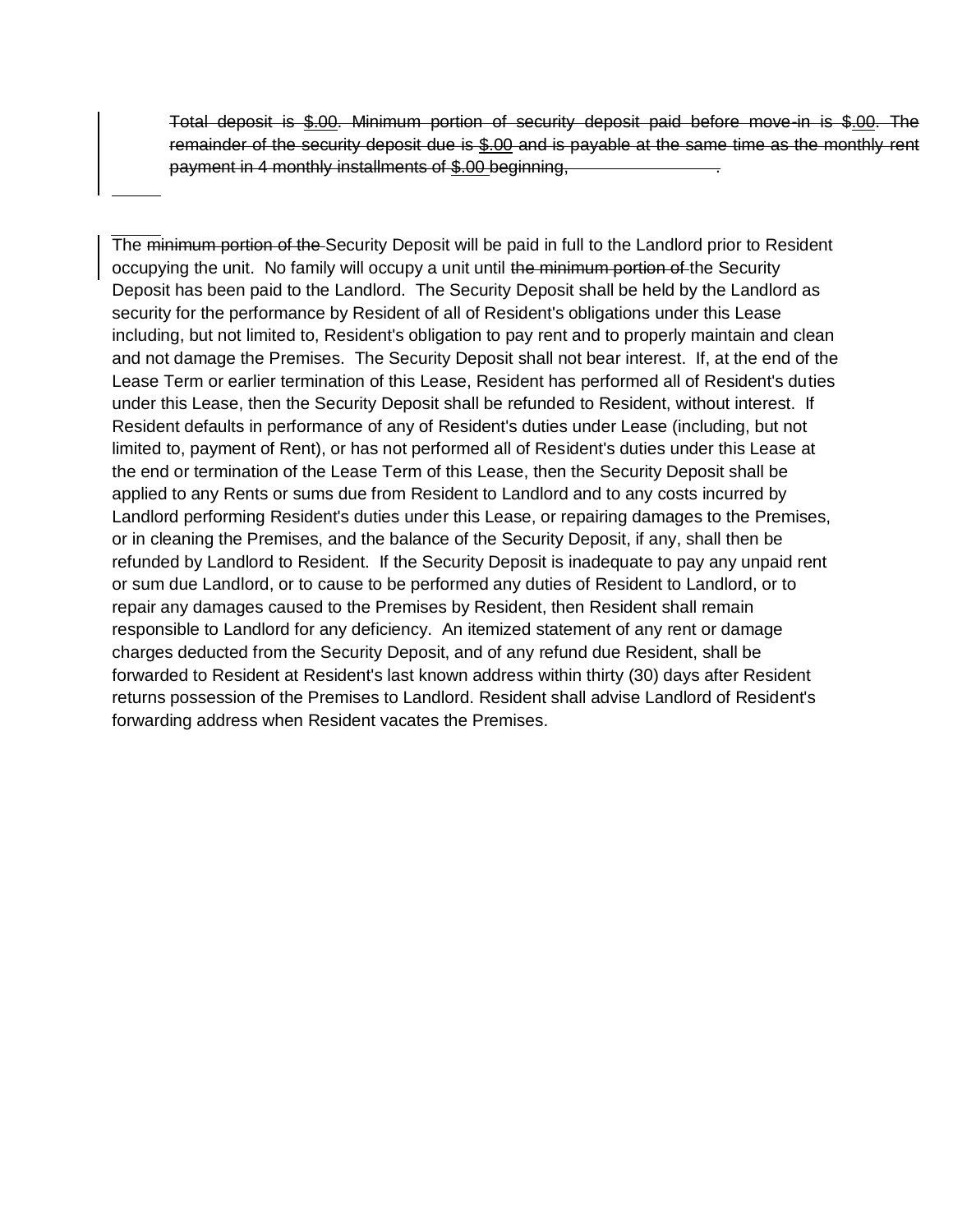~~Total deposit is $.00. Minimum portion of security deposit paid before move-in is $.00. The remainder of the security deposit due is $.00 and is payable at the same time as the monthly rent payment in 4 monthly installments of $.00 beginning, ________________.~~

The ~~minimum portion of the~~ Security Deposit will be paid in full to the Landlord prior to Resident occupying the unit. No family will occupy a unit until ~~the minimum portion of~~ the Security Deposit has been paid to the Landlord. The Security Deposit shall be held by the Landlord as security for the performance by Resident of all of Resident's obligations under this Lease including, but not limited to, Resident's obligation to pay rent and to properly maintain and clean and not damage the Premises. The Security Deposit shall not bear interest. If, at the end of the Lease Term or earlier termination of this Lease, Resident has performed all of Resident's duties under this Lease, then the Security Deposit shall be refunded to Resident, without interest. If Resident defaults in performance of any of Resident's duties under Lease (including, but not limited to, payment of Rent), or has not performed all of Resident's duties under this Lease at the end or termination of the Lease Term of this Lease, then the Security Deposit shall be applied to any Rents or sums due from Resident to Landlord and to any costs incurred by Landlord performing Resident's duties under this Lease, or repairing damages to the Premises, or in cleaning the Premises, and the balance of the Security Deposit, if any, shall then be refunded by Landlord to Resident. If the Security Deposit is inadequate to pay any unpaid rent or sum due Landlord, or to cause to be performed any duties of Resident to Landlord, or to repair any damages caused to the Premises by Resident, then Resident shall remain responsible to Landlord for any deficiency. An itemized statement of any rent or damage charges deducted from the Security Deposit, and of any refund due Resident, shall be forwarded to Resident at Resident's last known address within thirty (30) days after Resident returns possession of the Premises to Landlord. Resident shall advise Landlord of Resident's forwarding address when Resident vacates the Premises.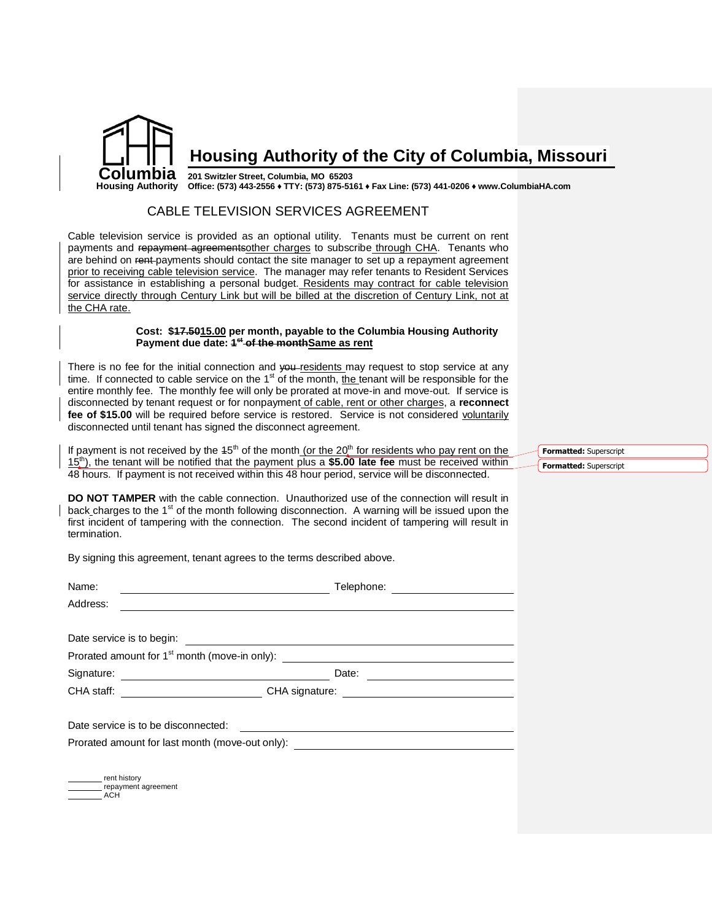# Housing Authority of the City of Columbia, Missouri

Columbia Housing Authority

**201 Switzler Street, Columbia, MO 65203**
**Office: (573) 443-2556 ♦ TTY: (573) 875-5161 ♦ Fax Line: (573) 441-0206 ♦ www.ColumbiaHA.com**

## CABLE TELEVISION SERVICES AGREEMENT

Cable television service is provided as an optional utility. Tenants must be current on rent payments and ~~repayment agreements~~other charges to subscribe through CHA. Tenants who are behind on ~~rent~~ payments should contact the site manager to set up a repayment agreement prior to receiving cable television service. The manager may refer tenants to Resident Services for assistance in establishing a personal budget. Residents may contract for cable television service directly through Century Link but will be billed at the discretion of Century Link, not at the CHA rate.

**Cost: $~~17.50~~15.00 per month, payable to the Columbia Housing Authority**
**Payment due date: ~~1st of the month~~Same as rent**

There is no fee for the initial connection and ~~you~~ residents may request to stop service at any time. If connected to cable service on the 1st of the month, the tenant will be responsible for the entire monthly fee. The monthly fee will only be prorated at move-in and move-out. If service is disconnected by tenant request or for nonpayment of cable, rent or other charges, a **reconnect fee of $15.00** will be required before service is restored. Service is not considered voluntarily disconnected until tenant has signed the disconnect agreement.

If payment is not received by the ~~1~~5th of the month (or the 20th for residents who pay rent on the 15th), the tenant will be notified that the payment plus a **$5.00 late fee** must be received within 48 hours. If payment is not received within this 48 hour period, service will be disconnected.

**DO NOT TAMPER** with the cable connection. Unauthorized use of the connection will result in back charges to the 1st of the month following disconnection. A warning will be issued upon the first incident of tampering with the connection. The second incident of tampering will result in termination.

By signing this agreement, tenant agrees to the terms described above.

Name: ______________________ Telephone: ______________

Address: ____________________________________________

Date service is to begin: ______________________________

Prorated amount for 1st month (move-in only): ___________

Signature: ______________________ Date: ______________

CHA staff: _______________ CHA signature: ______________

Date service is to be disconnected: ____________________

Prorated amount for last month (move-out only): _________

_______ rent history
_______ repayment agreement
_______ ACH

Formatted: Superscript
Formatted: Superscript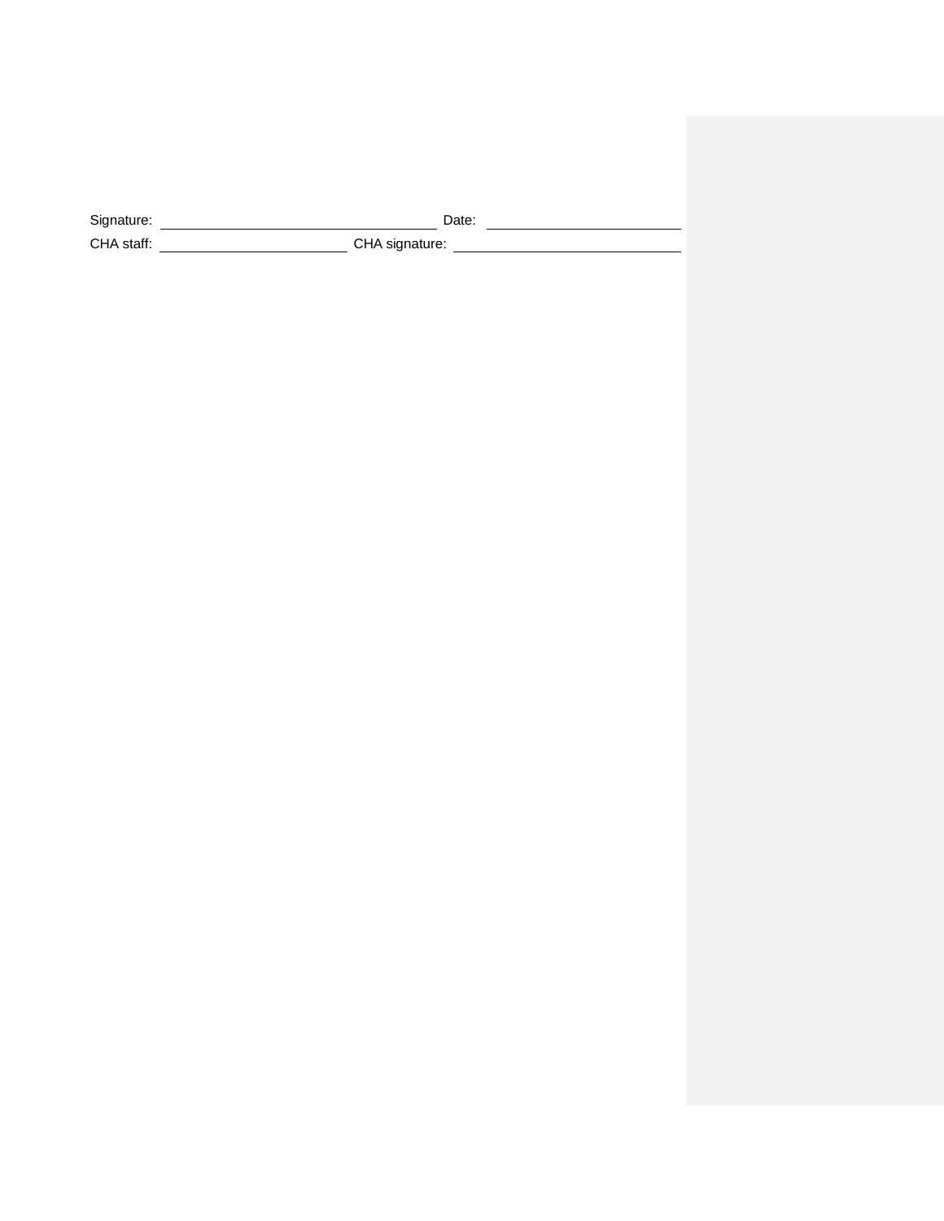Signature: ___________________________ Date: ___________________

CHA staff: ____________________ CHA signature: ______________________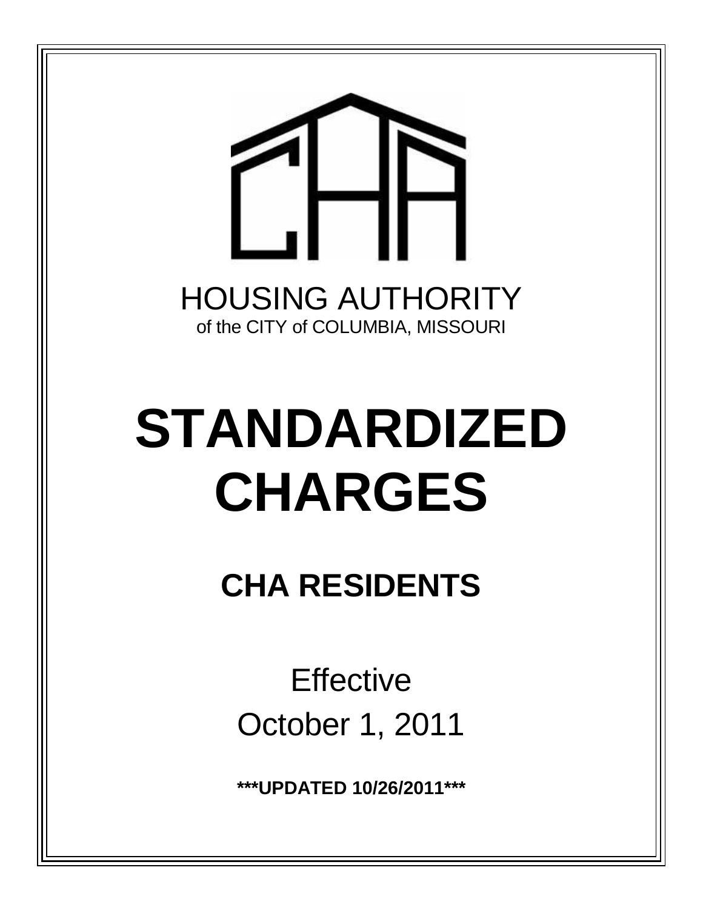HOUSING AUTHORITY

of the CITY of COLUMBIA, MISSOURI

# STANDARDIZED CHARGES

## CHA RESIDENTS

Effective

October 1, 2011

**\*\*\*UPDATED 10/26/2011\*\*\***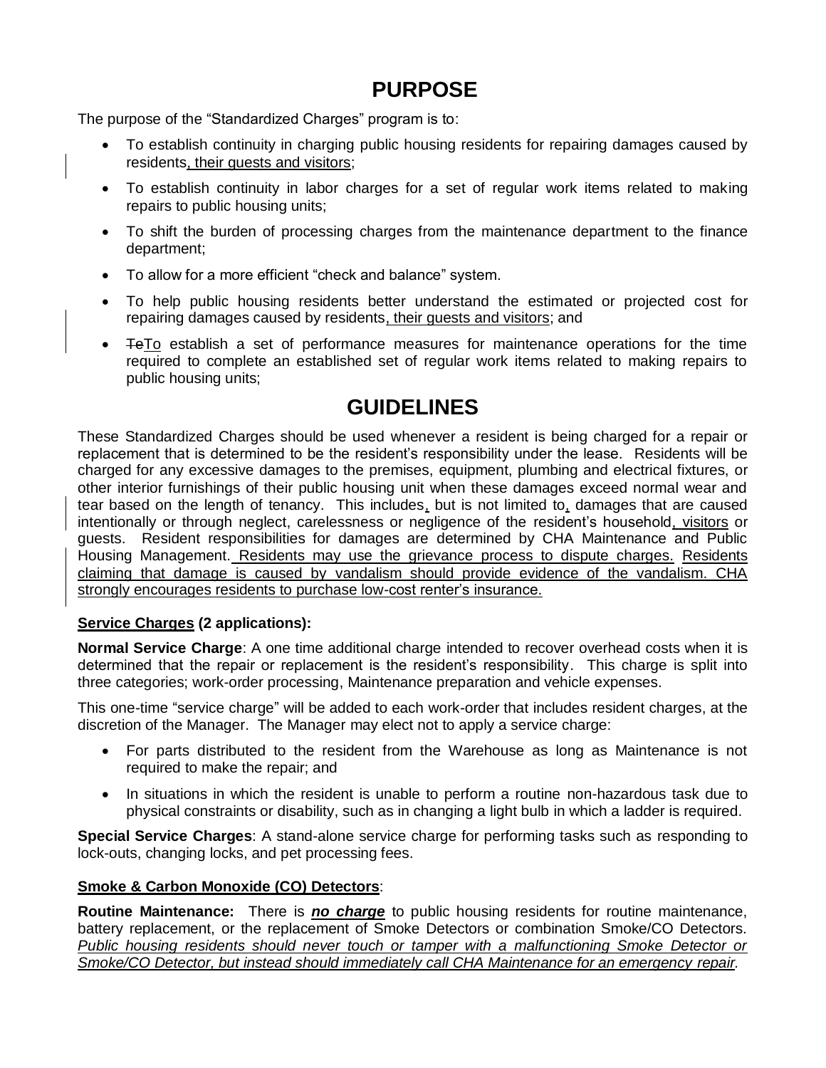# PURPOSE

The purpose of the "Standardized Charges" program is to:

- To establish continuity in charging public housing residents for repairing damages caused by residents, their guests and visitors;
- To establish continuity in labor charges for a set of regular work items related to making repairs to public housing units;
- To shift the burden of processing charges from the maintenance department to the finance department;
- To allow for a more efficient "check and balance" system.
- To help public housing residents better understand the estimated or projected cost for repairing damages caused by residents, their guests and visitors; and
- ~~To~~To establish a set of performance measures for maintenance operations for the time required to complete an established set of regular work items related to making repairs to public housing units;

# GUIDELINES

These Standardized Charges should be used whenever a resident is being charged for a repair or replacement that is determined to be the resident's responsibility under the lease. Residents will be charged for any excessive damages to the premises, equipment, plumbing and electrical fixtures, or other interior furnishings of their public housing unit when these damages exceed normal wear and tear based on the length of tenancy. This includes, but is not limited to, damages that are caused intentionally or through neglect, carelessness or negligence of the resident's household, visitors or guests. Resident responsibilities for damages are determined by CHA Maintenance and Public Housing Management. Residents may use the grievance process to dispute charges. Residents claiming that damage is caused by vandalism should provide evidence of the vandalism. CHA strongly encourages residents to purchase low-cost renter's insurance.

**Service Charges (2 applications):**

**Normal Service Charge**: A one time additional charge intended to recover overhead costs when it is determined that the repair or replacement is the resident's responsibility. This charge is split into three categories; work-order processing, Maintenance preparation and vehicle expenses.

This one-time "service charge" will be added to each work-order that includes resident charges, at the discretion of the Manager. The Manager may elect not to apply a service charge:

- For parts distributed to the resident from the Warehouse as long as Maintenance is not required to make the repair; and
- In situations in which the resident is unable to perform a routine non-hazardous task due to physical constraints or disability, such as in changing a light bulb in which a ladder is required.

**Special Service Charges**: A stand-alone service charge for performing tasks such as responding to lock-outs, changing locks, and pet processing fees.

**Smoke & Carbon Monoxide (CO) Detectors**:

**Routine Maintenance:** There is ***no charge*** to public housing residents for routine maintenance, battery replacement, or the replacement of Smoke Detectors or combination Smoke/CO Detectors. *Public housing residents should never touch or tamper with a malfunctioning Smoke Detector or Smoke/CO Detector, but instead should immediately call CHA Maintenance for an emergency repair.*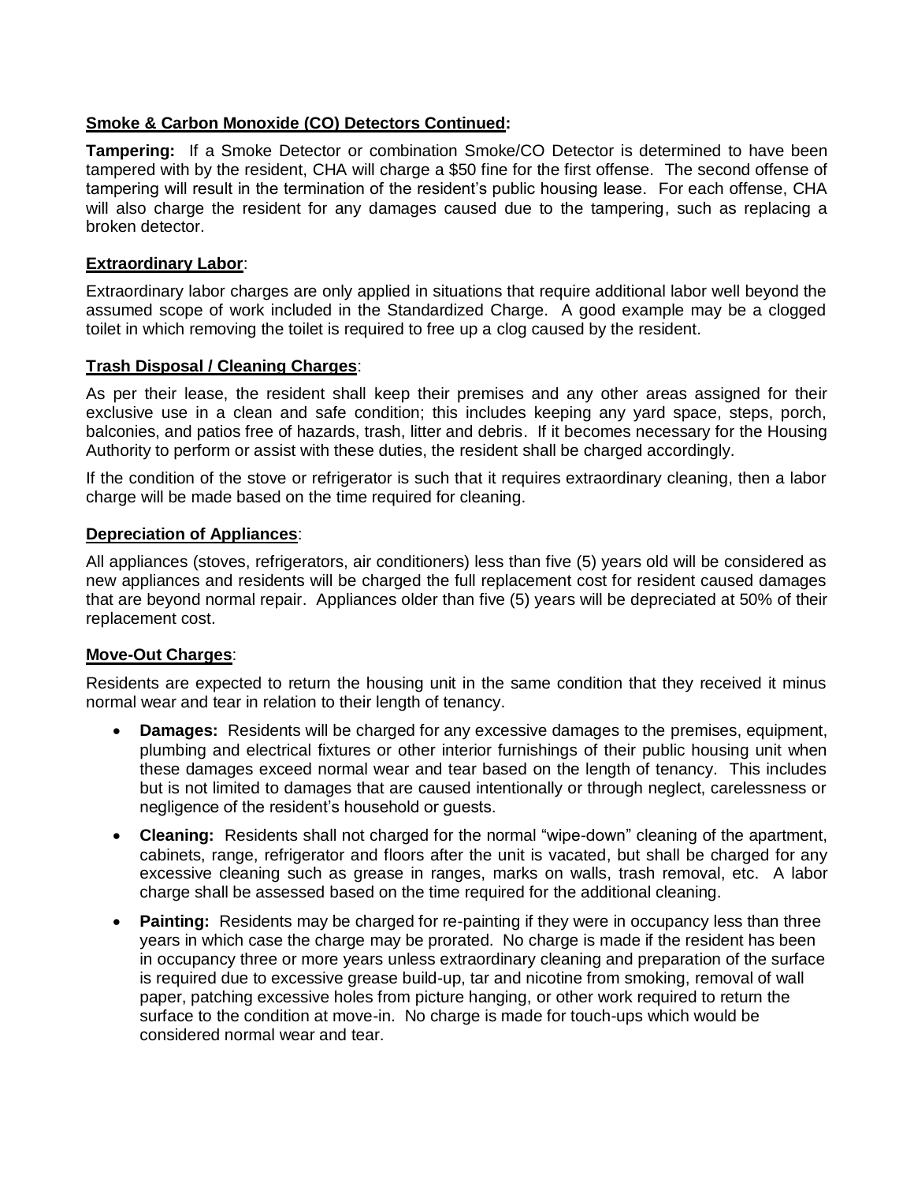**Smoke & Carbon Monoxide (CO) Detectors Continued:**

**Tampering:** If a Smoke Detector or combination Smoke/CO Detector is determined to have been tampered with by the resident, CHA will charge a $50 fine for the first offense. The second offense of tampering will result in the termination of the resident's public housing lease. For each offense, CHA will also charge the resident for any damages caused due to the tampering, such as replacing a broken detector.

**Extraordinary Labor**:

Extraordinary labor charges are only applied in situations that require additional labor well beyond the assumed scope of work included in the Standardized Charge. A good example may be a clogged toilet in which removing the toilet is required to free up a clog caused by the resident.

**Trash Disposal / Cleaning Charges**:

As per their lease, the resident shall keep their premises and any other areas assigned for their exclusive use in a clean and safe condition; this includes keeping any yard space, steps, porch, balconies, and patios free of hazards, trash, litter and debris. If it becomes necessary for the Housing Authority to perform or assist with these duties, the resident shall be charged accordingly.

If the condition of the stove or refrigerator is such that it requires extraordinary cleaning, then a labor charge will be made based on the time required for cleaning.

**Depreciation of Appliances**:

All appliances (stoves, refrigerators, air conditioners) less than five (5) years old will be considered as new appliances and residents will be charged the full replacement cost for resident caused damages that are beyond normal repair. Appliances older than five (5) years will be depreciated at 50% of their replacement cost.

**Move-Out Charges**:

Residents are expected to return the housing unit in the same condition that they received it minus normal wear and tear in relation to their length of tenancy.

- **Damages:** Residents will be charged for any excessive damages to the premises, equipment, plumbing and electrical fixtures or other interior furnishings of their public housing unit when these damages exceed normal wear and tear based on the length of tenancy. This includes but is not limited to damages that are caused intentionally or through neglect, carelessness or negligence of the resident's household or guests.
- **Cleaning:** Residents shall not charged for the normal "wipe-down" cleaning of the apartment, cabinets, range, refrigerator and floors after the unit is vacated, but shall be charged for any excessive cleaning such as grease in ranges, marks on walls, trash removal, etc. A labor charge shall be assessed based on the time required for the additional cleaning.
- **Painting:** Residents may be charged for re-painting if they were in occupancy less than three years in which case the charge may be prorated. No charge is made if the resident has been in occupancy three or more years unless extraordinary cleaning and preparation of the surface is required due to excessive grease build-up, tar and nicotine from smoking, removal of wall paper, patching excessive holes from picture hanging, or other work required to return the surface to the condition at move-in. No charge is made for touch-ups which would be considered normal wear and tear.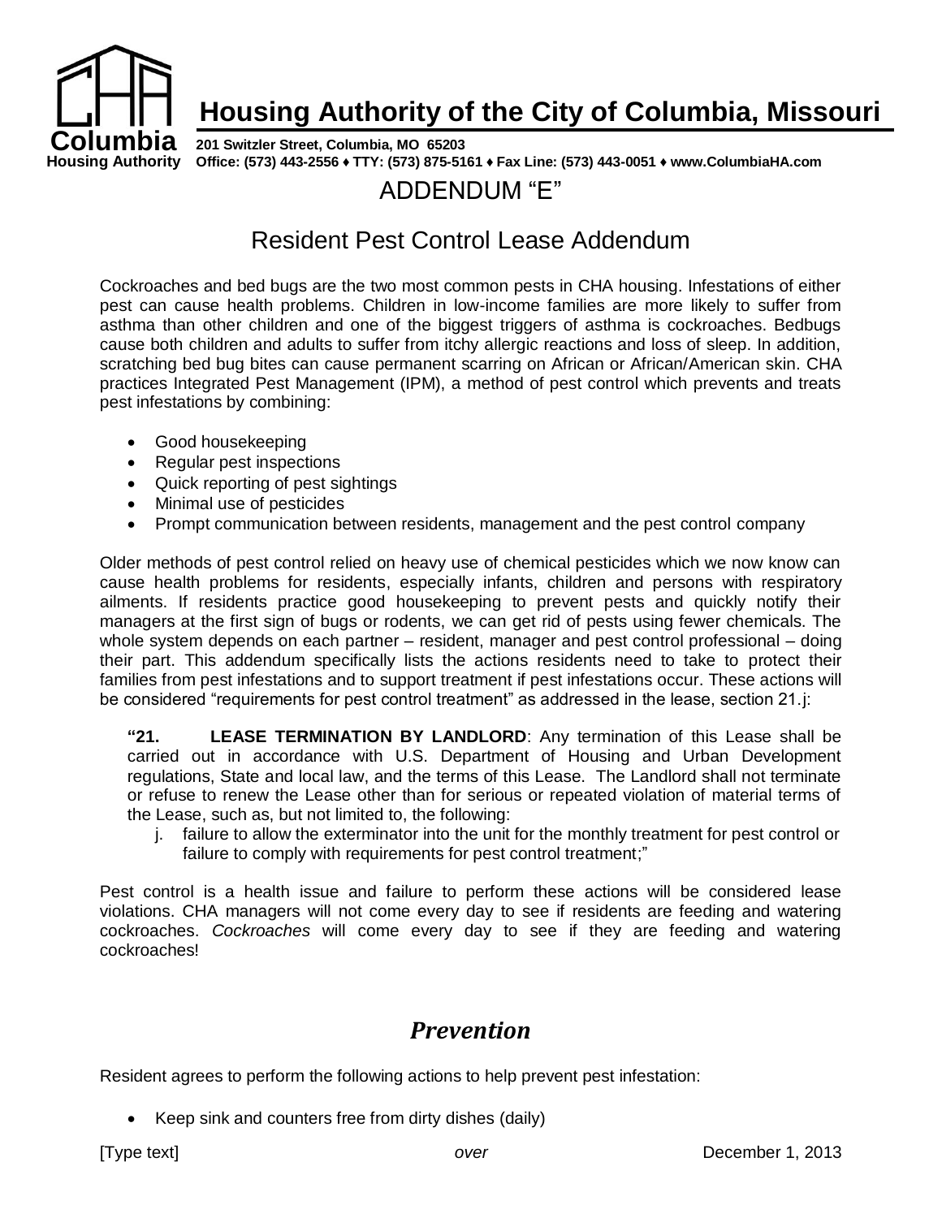# Housing Authority of the City of Columbia, Missouri

**201 Switzler Street, Columbia, MO 65203**
**Office: (573) 443-2556 ♦ TTY: (573) 875-5161 ♦ Fax Line: (573) 443-0051 ♦ www.ColumbiaHA.com**

## ADDENDUM "E"

## Resident Pest Control Lease Addendum

Cockroaches and bed bugs are the two most common pests in CHA housing. Infestations of either pest can cause health problems. Children in low-income families are more likely to suffer from asthma than other children and one of the biggest triggers of asthma is cockroaches. Bedbugs cause both children and adults to suffer from itchy allergic reactions and loss of sleep. In addition, scratching bed bug bites can cause permanent scarring on African or African/American skin. CHA practices Integrated Pest Management (IPM), a method of pest control which prevents and treats pest infestations by combining:

- Good housekeeping
- Regular pest inspections
- Quick reporting of pest sightings
- Minimal use of pesticides
- Prompt communication between residents, management and the pest control company

Older methods of pest control relied on heavy use of chemical pesticides which we now know can cause health problems for residents, especially infants, children and persons with respiratory ailments. If residents practice good housekeeping to prevent pests and quickly notify their managers at the first sign of bugs or rodents, we can get rid of pests using fewer chemicals. The whole system depends on each partner – resident, manager and pest control professional – doing their part. This addendum specifically lists the actions residents need to take to protect their families from pest infestations and to support treatment if pest infestations occur. These actions will be considered "requirements for pest control treatment" as addressed in the lease, section 21.j:

> **"21. LEASE TERMINATION BY LANDLORD**: Any termination of this Lease shall be carried out in accordance with U.S. Department of Housing and Urban Development regulations, State and local law, and the terms of this Lease. The Landlord shall not terminate or refuse to renew the Lease other than for serious or repeated violation of material terms of the Lease, such as, but not limited to, the following:
>
> j. failure to allow the exterminator into the unit for the monthly treatment for pest control or failure to comply with requirements for pest control treatment;"

Pest control is a health issue and failure to perform these actions will be considered lease violations. CHA managers will not come every day to see if residents are feeding and watering cockroaches. *Cockroaches* will come every day to see if they are feeding and watering cockroaches!

## *Prevention*

Resident agrees to perform the following actions to help prevent pest infestation:

- Keep sink and counters free from dirty dishes (daily)

[Type text] *over* December 1, 2013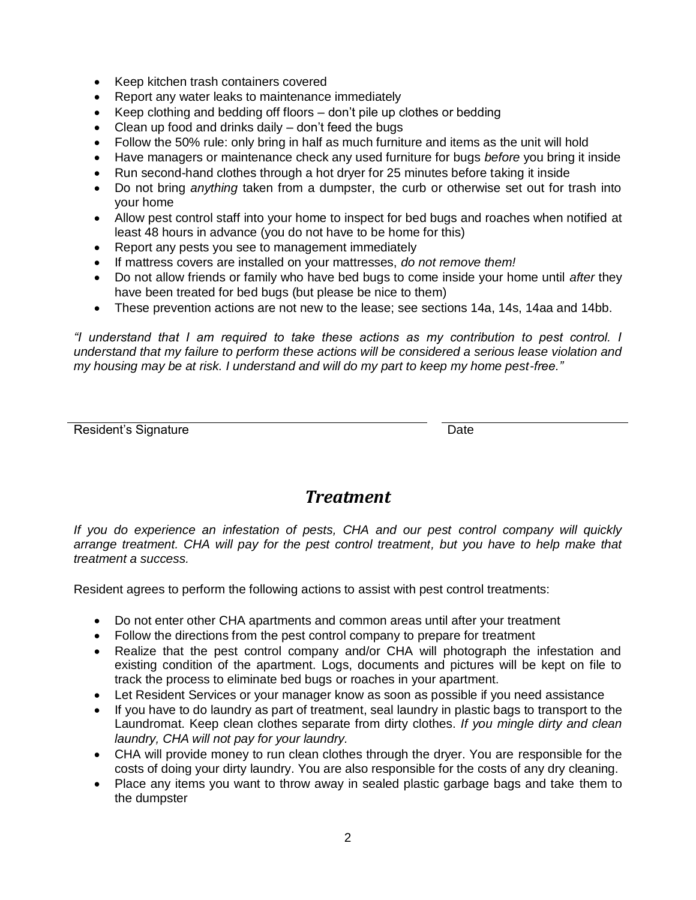- Keep kitchen trash containers covered
- Report any water leaks to maintenance immediately
- Keep clothing and bedding off floors – don't pile up clothes or bedding
- Clean up food and drinks daily – don't feed the bugs
- Follow the 50% rule: only bring in half as much furniture and items as the unit will hold
- Have managers or maintenance check any used furniture for bugs *before* you bring it inside
- Run second-hand clothes through a hot dryer for 25 minutes before taking it inside
- Do not bring *anything* taken from a dumpster, the curb or otherwise set out for trash into your home
- Allow pest control staff into your home to inspect for bed bugs and roaches when notified at least 48 hours in advance (you do not have to be home for this)
- Report any pests you see to management immediately
- If mattress covers are installed on your mattresses, *do not remove them!*
- Do not allow friends or family who have bed bugs to come inside your home until *after* they have been treated for bed bugs (but please be nice to them)
- These prevention actions are not new to the lease; see sections 14a, 14s, 14aa and 14bb.

*"I understand that I am required to take these actions as my contribution to pest control. I understand that my failure to perform these actions will be considered a serious lease violation and my housing may be at risk. I understand and will do my part to keep my home pest-free."*

\_\_\_\_\_\_\_\_\_\_\_\_\_\_\_\_\_\_\_\_\_\_\_\_\_\_\_\_\_\_\_\_\_\_\_\_\_\_\_\_ \_\_\_\_\_\_\_\_\_\_\_\_\_\_\_\_\_\_\_\_\_\_\_\_

Resident's Signature Date

## *Treatment*

*If you do experience an infestation of pests, CHA and our pest control company will quickly arrange treatment. CHA will pay for the pest control treatment, but you have to help make that treatment a success.*

Resident agrees to perform the following actions to assist with pest control treatments:

- Do not enter other CHA apartments and common areas until after your treatment
- Follow the directions from the pest control company to prepare for treatment
- Realize that the pest control company and/or CHA will photograph the infestation and existing condition of the apartment. Logs, documents and pictures will be kept on file to track the process to eliminate bed bugs or roaches in your apartment.
- Let Resident Services or your manager know as soon as possible if you need assistance
- If you have to do laundry as part of treatment, seal laundry in plastic bags to transport to the Laundromat. Keep clean clothes separate from dirty clothes. *If you mingle dirty and clean laundry, CHA will not pay for your laundry.*
- CHA will provide money to run clean clothes through the dryer. You are responsible for the costs of doing your dirty laundry. You are also responsible for the costs of any dry cleaning.
- Place any items you want to throw away in sealed plastic garbage bags and take them to the dumpster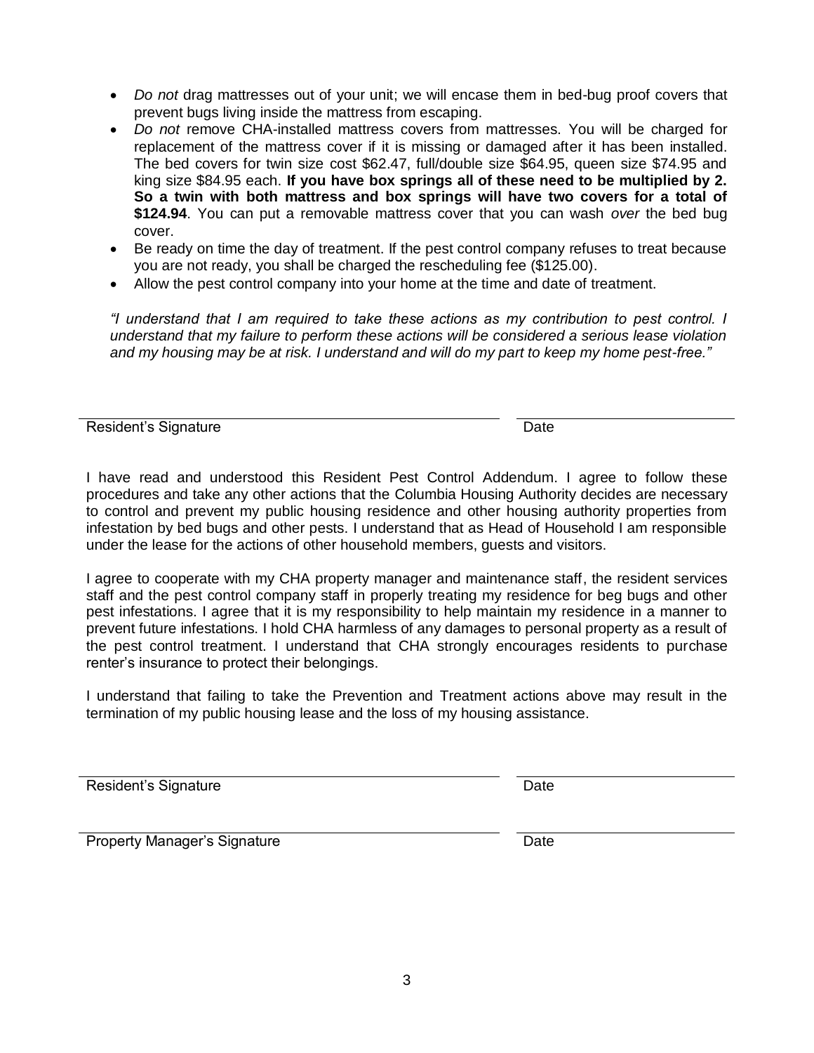- *Do not* drag mattresses out of your unit; we will encase them in bed-bug proof covers that prevent bugs living inside the mattress from escaping.
- *Do not* remove CHA-installed mattress covers from mattresses. You will be charged for replacement of the mattress cover if it is missing or damaged after it has been installed. The bed covers for twin size cost $62.47, full/double size $64.95, queen size $74.95 and king size $84.95 each. **If you have box springs all of these need to be multiplied by 2. So a twin with both mattress and box springs will have two covers for a total of $124.94**. You can put a removable mattress cover that you can wash *over* the bed bug cover.
- Be ready on time the day of treatment. If the pest control company refuses to treat because you are not ready, you shall be charged the rescheduling fee ($125.00).
- Allow the pest control company into your home at the time and date of treatment.

*"I understand that I am required to take these actions as my contribution to pest control. I understand that my failure to perform these actions will be considered a serious lease violation and my housing may be at risk. I understand and will do my part to keep my home pest-free."*

_______________________________________ _______________

Resident's Signature Date

I have read and understood this Resident Pest Control Addendum. I agree to follow these procedures and take any other actions that the Columbia Housing Authority decides are necessary to control and prevent my public housing residence and other housing authority properties from infestation by bed bugs and other pests. I understand that as Head of Household I am responsible under the lease for the actions of other household members, guests and visitors.

I agree to cooperate with my CHA property manager and maintenance staff, the resident services staff and the pest control company staff in properly treating my residence for beg bugs and other pest infestations. I agree that it is my responsibility to help maintain my residence in a manner to prevent future infestations. I hold CHA harmless of any damages to personal property as a result of the pest control treatment. I understand that CHA strongly encourages residents to purchase renter's insurance to protect their belongings.

I understand that failing to take the Prevention and Treatment actions above may result in the termination of my public housing lease and the loss of my housing assistance.

_______________________________________ _______________

Resident's Signature Date

_______________________________________ _______________

Property Manager's Signature Date